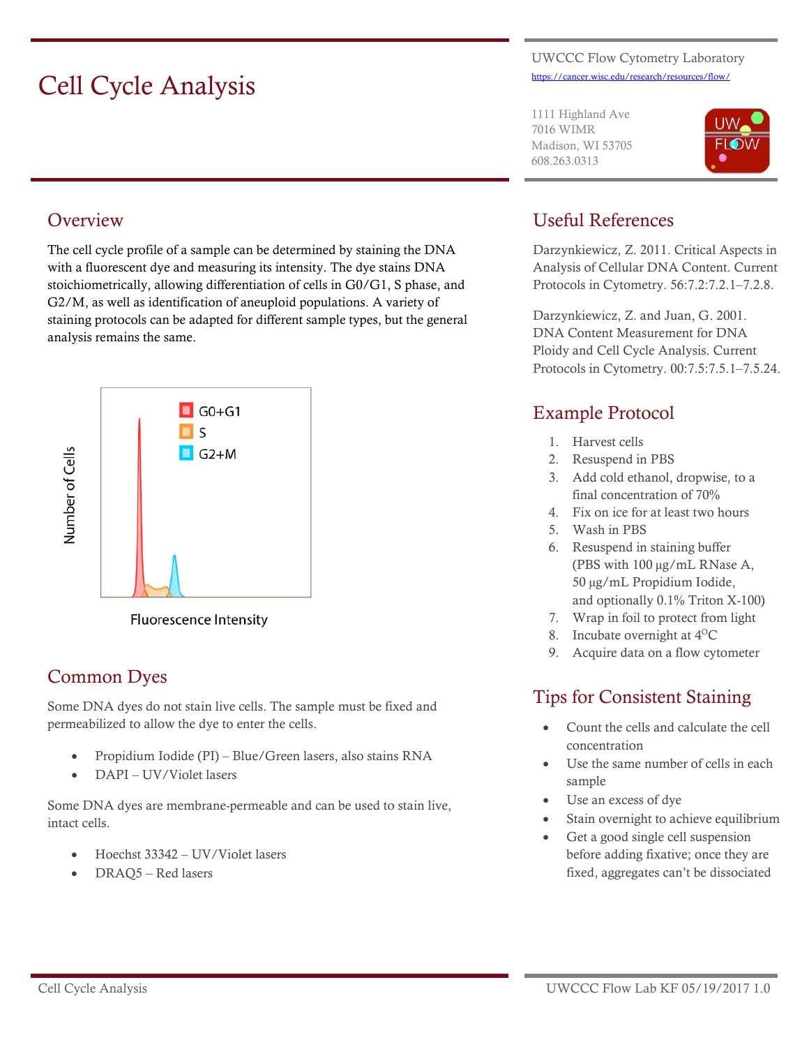# Cell Cycle Analysis

UWCCC Flow Cytometry Laboratory
https://cancer.wisc.edu/research/resources/flow/

1111 Highland Ave
7016 WIMR
Madison, WI 53705
608.263.0313

## Overview

The cell cycle profile of a sample can be determined by staining the DNA with a fluorescent dye and measuring its intensity. The dye stains DNA stoichiometrically, allowing differentiation of cells in G0/G1, S phase, and G2/M, as well as identification of aneuploid populations. A variety of staining protocols can be adapted for different sample types, but the general analysis remains the same.

## Common Dyes

Some DNA dyes do not stain live cells. The sample must be fixed and permeabilized to allow the dye to enter the cells.

- Propidium Iodide (PI) – Blue/Green lasers, also stains RNA
- DAPI – UV/Violet lasers

Some DNA dyes are membrane-permeable and can be used to stain live, intact cells.

- Hoechst 33342 – UV/Violet lasers
- DRAQ5 – Red lasers

## Useful References

Darzynkiewicz, Z. 2011. Critical Aspects in Analysis of Cellular DNA Content. Current Protocols in Cytometry. 56:7.2:7.2.1–7.2.8.

Darzynkiewicz, Z. and Juan, G. 2001. DNA Content Measurement for DNA Ploidy and Cell Cycle Analysis. Current Protocols in Cytometry. 00:7.5:7.5.1–7.5.24.

## Example Protocol

1. Harvest cells
2. Resuspend in PBS
3. Add cold ethanol, dropwise, to a final concentration of 70%
4. Fix on ice for at least two hours
5. Wash in PBS
6. Resuspend in staining buffer (PBS with 100 µg/mL RNase A, 50 µg/mL Propidium Iodide, and optionally 0.1% Triton X-100)
7. Wrap in foil to protect from light
8. Incubate overnight at 4$^{o}$C
9. Acquire data on a flow cytometer

## Tips for Consistent Staining

- Count the cells and calculate the cell concentration
- Use the same number of cells in each sample
- Use an excess of dye
- Stain overnight to achieve equilibrium
- Get a good single cell suspension before adding fixative; once they are fixed, aggregates can't be dissociated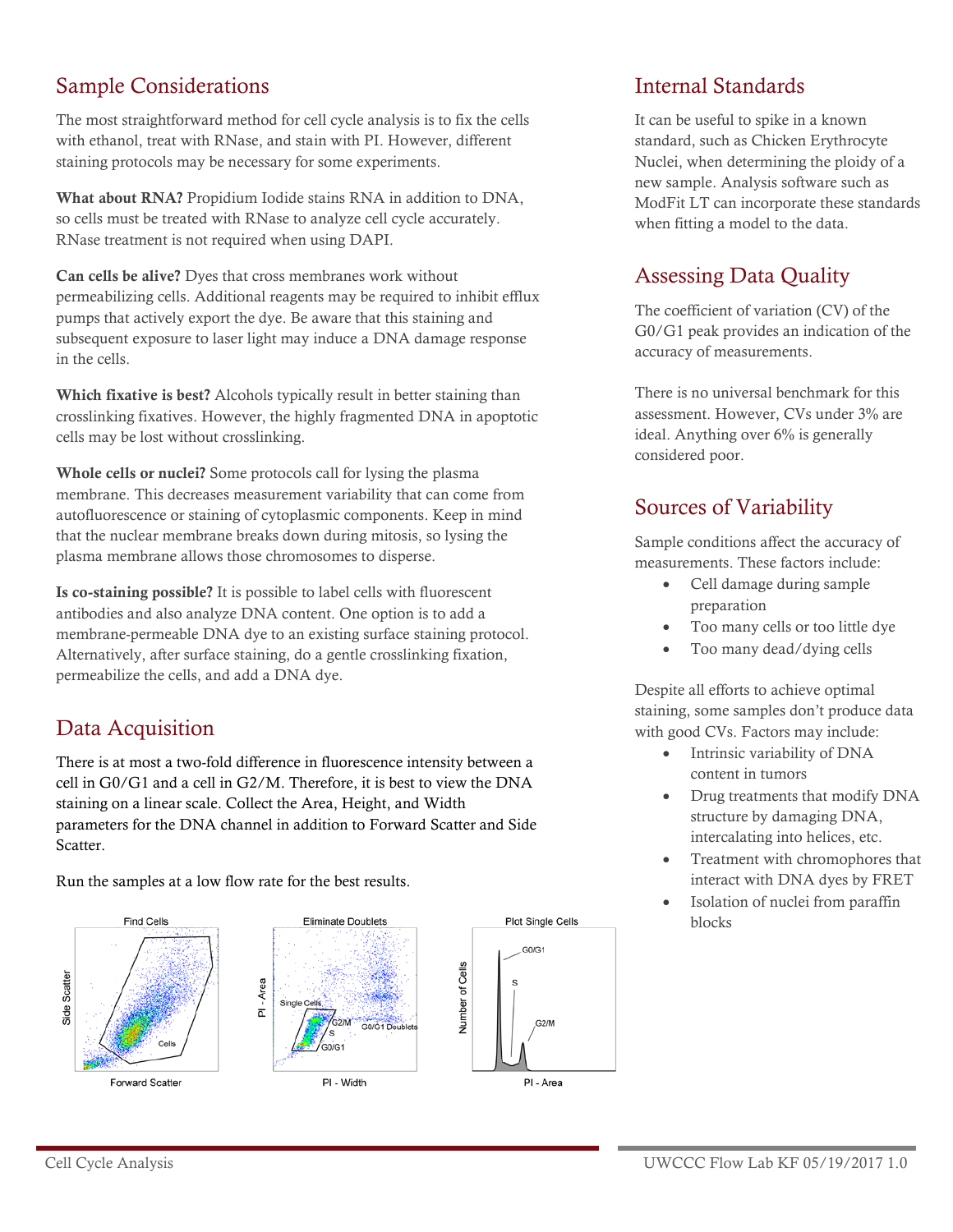## Sample Considerations

The most straightforward method for cell cycle analysis is to fix the cells with ethanol, treat with RNase, and stain with PI. However, different staining protocols may be necessary for some experiments.

**What about RNA?** Propidium Iodide stains RNA in addition to DNA, so cells must be treated with RNase to analyze cell cycle accurately. RNase treatment is not required when using DAPI.

**Can cells be alive?** Dyes that cross membranes work without permeabilizing cells. Additional reagents may be required to inhibit efflux pumps that actively export the dye. Be aware that this staining and subsequent exposure to laser light may induce a DNA damage response in the cells.

**Which fixative is best?** Alcohols typically result in better staining than crosslinking fixatives. However, the highly fragmented DNA in apoptotic cells may be lost without crosslinking.

**Whole cells or nuclei?** Some protocols call for lysing the plasma membrane. This decreases measurement variability that can come from autofluorescence or staining of cytoplasmic components. Keep in mind that the nuclear membrane breaks down during mitosis, so lysing the plasma membrane allows those chromosomes to disperse.

**Is co-staining possible?** It is possible to label cells with fluorescent antibodies and also analyze DNA content. One option is to add a membrane-permeable DNA dye to an existing surface staining protocol. Alternatively, after surface staining, do a gentle crosslinking fixation, permeabilize the cells, and add a DNA dye.

## Data Acquisition

There is at most a two-fold difference in fluorescence intensity between a cell in G0/G1 and a cell in G2/M. Therefore, it is best to view the DNA staining on a linear scale. Collect the Area, Height, and Width parameters for the DNA channel in addition to Forward Scatter and Side Scatter.

Run the samples at a low flow rate for the best results.

Find Cells
Side Scatter
Forward Scatter
Cells

Eliminate Doublets
PI - Area
PI - Width
Single Cells
G2/M
S
G0/G1
G0/G1 Doublets

Plot Single Cells
Number of Cells
PI - Area
G0/G1
S
G2/M

## Internal Standards

It can be useful to spike in a known standard, such as Chicken Erythrocyte Nuclei, when determining the ploidy of a new sample. Analysis software such as ModFit LT can incorporate these standards when fitting a model to the data.

## Assessing Data Quality

The coefficient of variation (CV) of the G0/G1 peak provides an indication of the accuracy of measurements.

There is no universal benchmark for this assessment. However, CVs under 3% are ideal. Anything over 6% is generally considered poor.

## Sources of Variability

Sample conditions affect the accuracy of measurements. These factors include:

- Cell damage during sample preparation
- Too many cells or too little dye
- Too many dead/dying cells

Despite all efforts to achieve optimal staining, some samples don't produce data with good CVs. Factors may include:

- Intrinsic variability of DNA content in tumors
- Drug treatments that modify DNA structure by damaging DNA, intercalating into helices, etc.
- Treatment with chromophores that interact with DNA dyes by FRET
- Isolation of nuclei from paraffin blocks